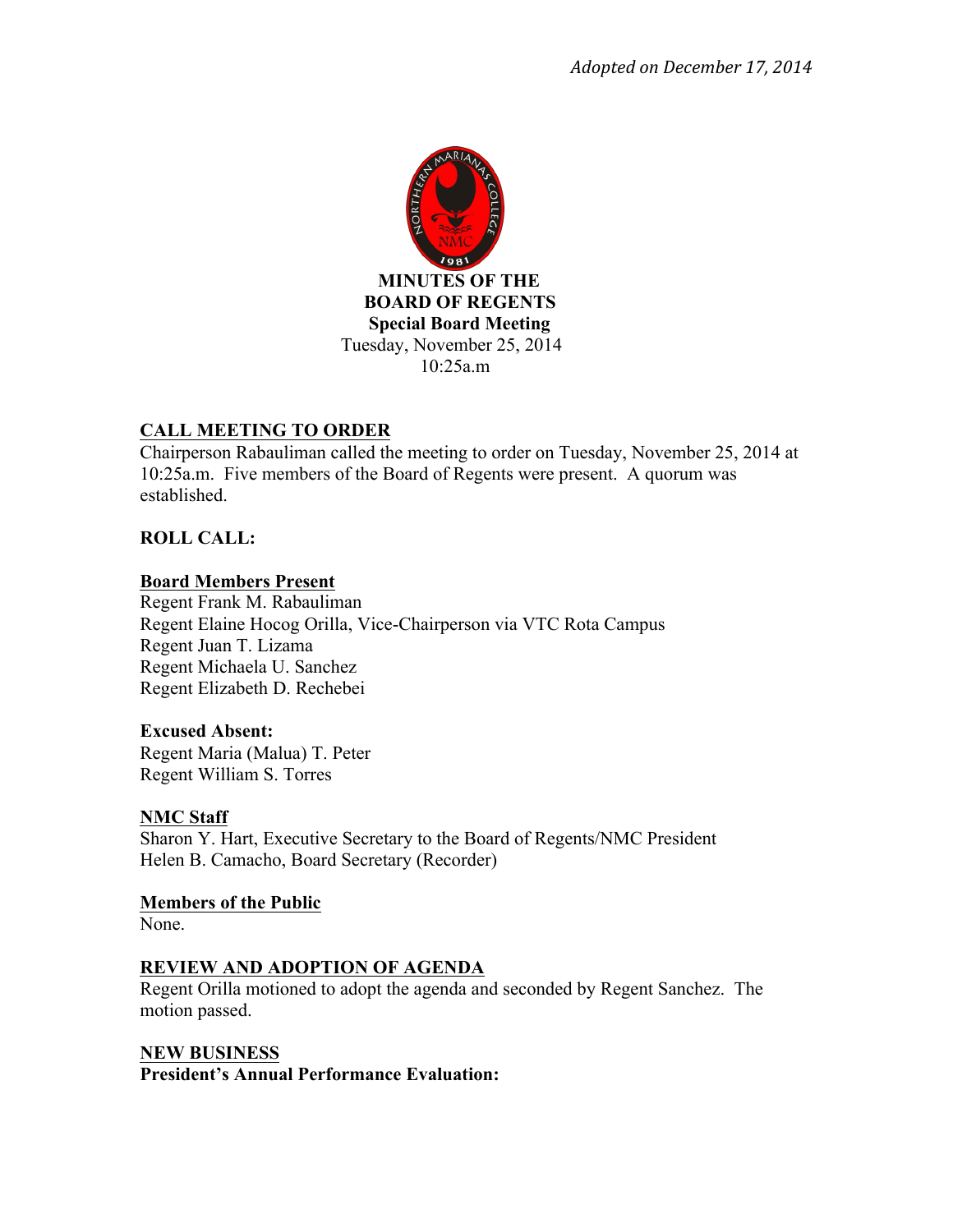*Adopted on December 17, 2014*

**MINUTES OF THE**
**BOARD OF REGENTS**
**Special Board Meeting**
Tuesday, November 25, 2014
10:25a.m

## CALL MEETING TO ORDER

Chairperson Rabauliman called the meeting to order on Tuesday, November 25, 2014 at 10:25a.m. Five members of the Board of Regents were present. A quorum was established.

## ROLL CALL:

**Board Members Present**

Regent Frank M. Rabauliman
Regent Elaine Hocog Orilla, Vice-Chairperson via VTC Rota Campus
Regent Juan T. Lizama
Regent Michaela U. Sanchez
Regent Elizabeth D. Rechebei

**Excused Absent:**

Regent Maria (Malua) T. Peter
Regent William S. Torres

**NMC Staff**

Sharon Y. Hart, Executive Secretary to the Board of Regents/NMC President
Helen B. Camacho, Board Secretary (Recorder)

**Members of the Public**

None.

## REVIEW AND ADOPTION OF AGENDA

Regent Orilla motioned to adopt the agenda and seconded by Regent Sanchez. The motion passed.

## NEW BUSINESS

**President's Annual Performance Evaluation:**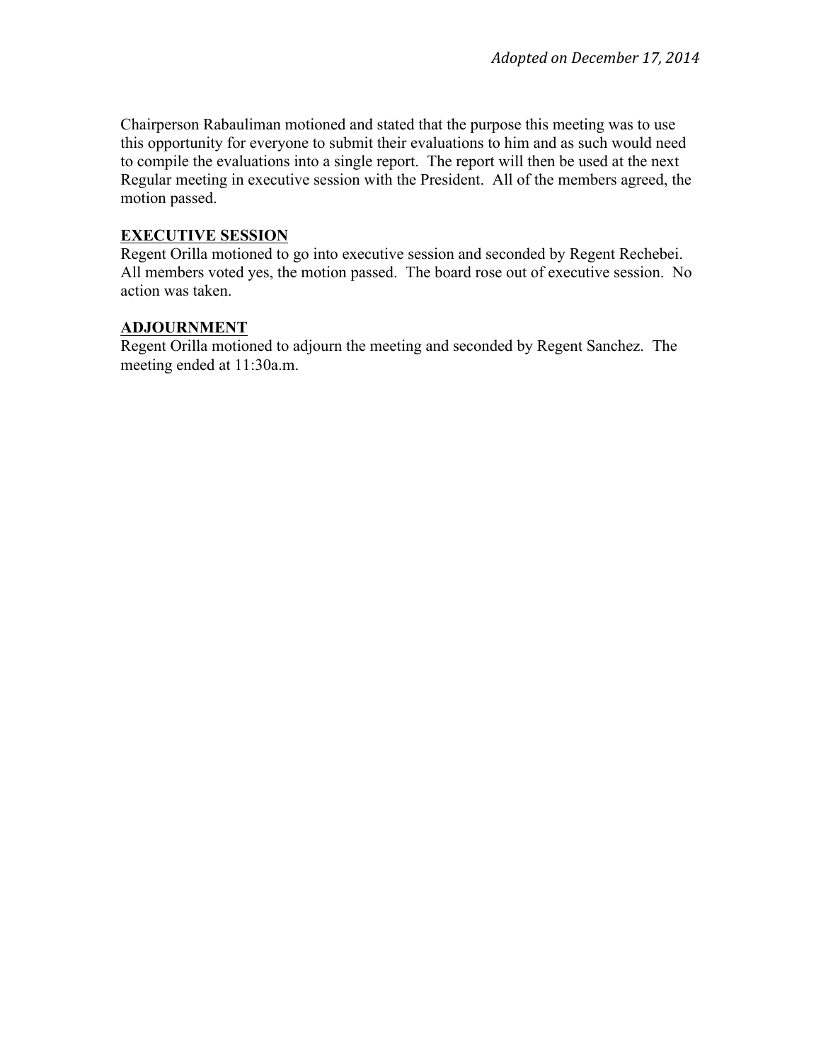*Adopted on December 17, 2014*

Chairperson Rabauliman motioned and stated that the purpose this meeting was to use this opportunity for everyone to submit their evaluations to him and as such would need to compile the evaluations into a single report. The report will then be used at the next Regular meeting in executive session with the President. All of the members agreed, the motion passed.

**EXECUTIVE SESSION**

Regent Orilla motioned to go into executive session and seconded by Regent Rechebei. All members voted yes, the motion passed. The board rose out of executive session. No action was taken.

**ADJOURNMENT**

Regent Orilla motioned to adjourn the meeting and seconded by Regent Sanchez. The meeting ended at 11:30a.m.